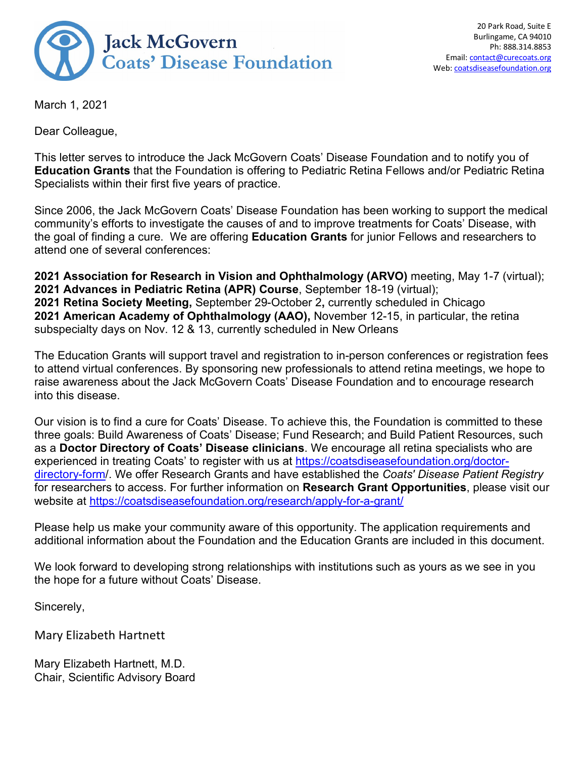**Jack McGovern Coats' Disease Foundation**

20 Park Road, Suite E
Burlingame, CA 94010
Ph: 888.314.8853
Email: contact@curecoats.org
Web: coatsdiseasefoundation.org

March 1, 2021

Dear Colleague,

This letter serves to introduce the Jack McGovern Coats' Disease Foundation and to notify you of **Education Grants** that the Foundation is offering to Pediatric Retina Fellows and/or Pediatric Retina Specialists within their first five years of practice.

Since 2006, the Jack McGovern Coats' Disease Foundation has been working to support the medical community's efforts to investigate the causes of and to improve treatments for Coats' Disease, with the goal of finding a cure. We are offering **Education Grants** for junior Fellows and researchers to attend one of several conferences:

**2021 Association for Research in Vision and Ophthalmology (ARVO)** meeting, May 1-7 (virtual);
**2021 Advances in Pediatric Retina (APR) Course**, September 18-19 (virtual);
**2021 Retina Society Meeting,** September 29-October 2**,** currently scheduled in Chicago
**2021 American Academy of Ophthalmology (AAO),** November 12-15, in particular, the retina subspecialty days on Nov. 12 & 13, currently scheduled in New Orleans

The Education Grants will support travel and registration to in-person conferences or registration fees to attend virtual conferences. By sponsoring new professionals to attend retina meetings, we hope to raise awareness about the Jack McGovern Coats' Disease Foundation and to encourage research into this disease.

Our vision is to find a cure for Coats' Disease. To achieve this, the Foundation is committed to these three goals: Build Awareness of Coats' Disease; Fund Research; and Build Patient Resources, such as a **Doctor Directory of Coats' Disease clinicians**. We encourage all retina specialists who are experienced in treating Coats' to register with us at https://coatsdiseasefoundation.org/doctor-directory-form/. We offer Research Grants and have established the *Coats' Disease Patient Registry* for researchers to access. For further information on **Research Grant Opportunities**, please visit our website at https://coatsdiseasefoundation.org/research/apply-for-a-grant/

Please help us make your community aware of this opportunity. The application requirements and additional information about the Foundation and the Education Grants are included in this document.

We look forward to developing strong relationships with institutions such as yours as we see in you the hope for a future without Coats' Disease.

Sincerely,

Mary Elizabeth Hartnett

Mary Elizabeth Hartnett, M.D.
Chair, Scientific Advisory Board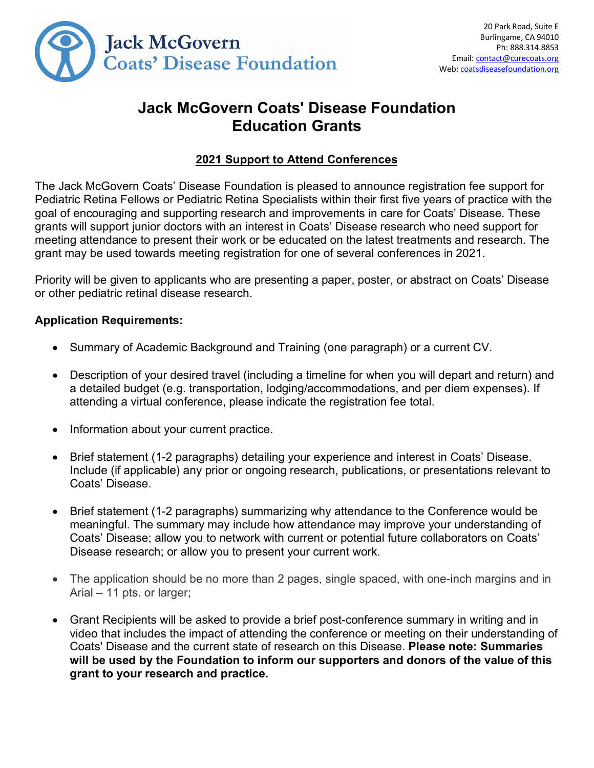Jack McGovern
Coats' Disease Foundation

20 Park Road, Suite E
Burlingame, CA 94010
Ph: 888.314.8853
Email: contact@curecoats.org
Web: coatsdiseasefoundation.org

# Jack McGovern Coats' Disease Foundation Education Grants

## 2021 Support to Attend Conferences

The Jack McGovern Coats' Disease Foundation is pleased to announce registration fee support for Pediatric Retina Fellows or Pediatric Retina Specialists within their first five years of practice with the goal of encouraging and supporting research and improvements in care for Coats' Disease. These grants will support junior doctors with an interest in Coats' Disease research who need support for meeting attendance to present their work or be educated on the latest treatments and research. The grant may be used towards meeting registration for one of several conferences in 2021.

Priority will be given to applicants who are presenting a paper, poster, or abstract on Coats' Disease or other pediatric retinal disease research.

**Application Requirements:**

- Summary of Academic Background and Training (one paragraph) or a current CV.
- Description of your desired travel (including a timeline for when you will depart and return) and a detailed budget (e.g. transportation, lodging/accommodations, and per diem expenses). If attending a virtual conference, please indicate the registration fee total.
- Information about your current practice.
- Brief statement (1-2 paragraphs) detailing your experience and interest in Coats' Disease. Include (if applicable) any prior or ongoing research, publications, or presentations relevant to Coats' Disease.
- Brief statement (1-2 paragraphs) summarizing why attendance to the Conference would be meaningful. The summary may include how attendance may improve your understanding of Coats' Disease; allow you to network with current or potential future collaborators on Coats' Disease research; or allow you to present your current work.
- The application should be no more than 2 pages, single spaced, with one-inch margins and in Arial – 11 pts. or larger;
- Grant Recipients will be asked to provide a brief post-conference summary in writing and in video that includes the impact of attending the conference or meeting on their understanding of Coats' Disease and the current state of research on this Disease. **Please note: Summaries will be used by the Foundation to inform our supporters and donors of the value of this grant to your research and practice.**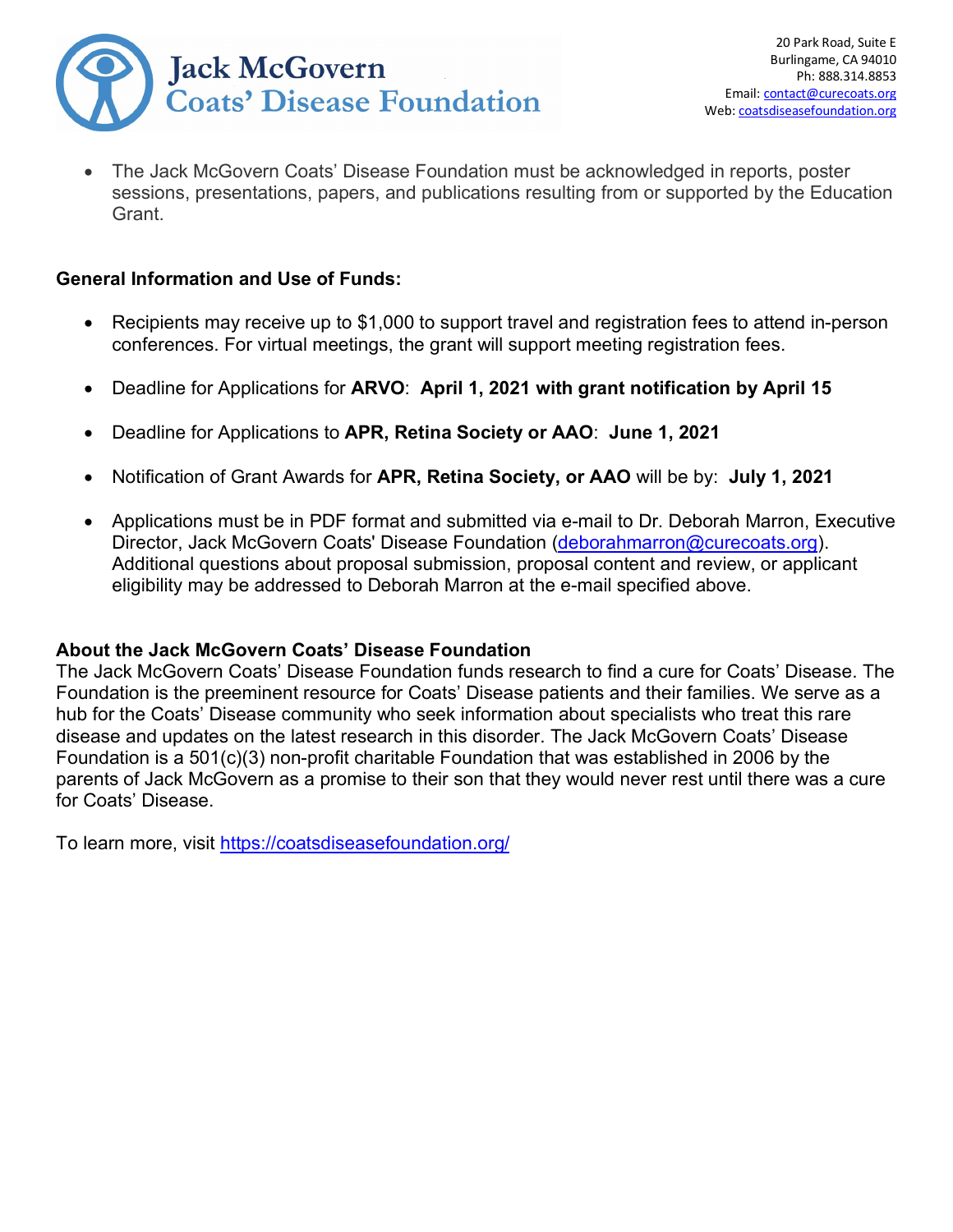- The Jack McGovern Coats' Disease Foundation must be acknowledged in reports, poster sessions, presentations, papers, and publications resulting from or supported by the Education Grant.

**General Information and Use of Funds:**

- Recipients may receive up to $1,000 to support travel and registration fees to attend in-person conferences. For virtual meetings, the grant will support meeting registration fees.
- Deadline for Applications for **ARVO**: **April 1, 2021 with grant notification by April 15**
- Deadline for Applications to **APR, Retina Society or AAO**: **June 1, 2021**
- Notification of Grant Awards for **APR, Retina Society, or AAO** will be by: **July 1, 2021**
- Applications must be in PDF format and submitted via e-mail to Dr. Deborah Marron, Executive Director, Jack McGovern Coats' Disease Foundation (deborahmarron@curecoats.org). Additional questions about proposal submission, proposal content and review, or applicant eligibility may be addressed to Deborah Marron at the e-mail specified above.

**About the Jack McGovern Coats' Disease Foundation**

The Jack McGovern Coats' Disease Foundation funds research to find a cure for Coats' Disease. The Foundation is the preeminent resource for Coats' Disease patients and their families. We serve as a hub for the Coats' Disease community who seek information about specialists who treat this rare disease and updates on the latest research in this disorder. The Jack McGovern Coats' Disease Foundation is a 501(c)(3) non-profit charitable Foundation that was established in 2006 by the parents of Jack McGovern as a promise to their son that they would never rest until there was a cure for Coats' Disease.

To learn more, visit https://coatsdiseasefoundation.org/